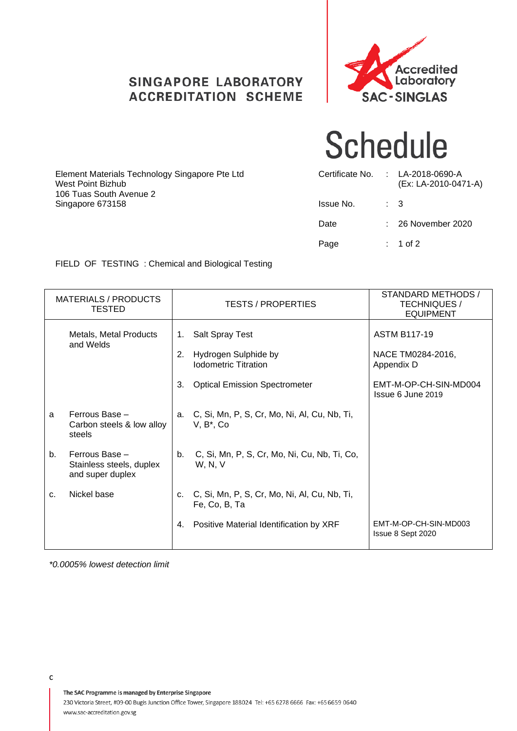SINGAPORE LABORATORY ACCREDITATION SCHEME

Accredited Laboratory SAC-SINGLAS

# Schedule

Element Materials Technology Singapore Pte Ltd
West Point Bizhub
106 Tuas South Avenue 2
Singapore 673158

Certificate No. : LA-2018-0690-A (Ex: LA-2010-0471-A)

Issue No. : 3

Date : 26 November 2020

FIELD OF TESTING : Chemical and Biological Testing

| MATERIALS / PRODUCTS TESTED | TESTS / PROPERTIES | STANDARD METHODS / TECHNIQUES / EQUIPMENT |
|---|---|---|
| Metals, Metal Products and Welds | 1. Salt Spray Test | ASTM B117-19 |
| | 2. Hydrogen Sulphide by Iodometric Titration | NACE TM0284-2016, Appendix D |
| | 3. Optical Emission Spectrometer | EMT-M-OP-CH-SIN-MD004 Issue 6 June 2019 |
| a Ferrous Base – Carbon steels & low alloy steels | a. C, Si, Mn, P, S, Cr, Mo, Ni, Al, Cu, Nb, Ti, V, B*, Co | |
| b. Ferrous Base – Stainless steels, duplex and super duplex | b. C, Si, Mn, P, S, Cr, Mo, Ni, Cu, Nb, Ti, Co, W, N, V | |
| c. Nickel base | c. C, Si, Mn, P, S, Cr, Mo, Ni, Al, Cu, Nb, Ti, Fe, Co, B, Ta | |
| | 4. Positive Material Identification by XRF | EMT-M-OP-CH-SIN-MD003 Issue 8 Sept 2020 |

*\*0.0005% lowest detection limit*

c

The SAC Programme is managed by Enterprise Singapore
230 Victoria Street, #09-00 Bugis Junction Office Tower, Singapore 188024 Tel: +65 6278 6666 Fax: +65 6659 0640
www.sac-accreditation.gov.sg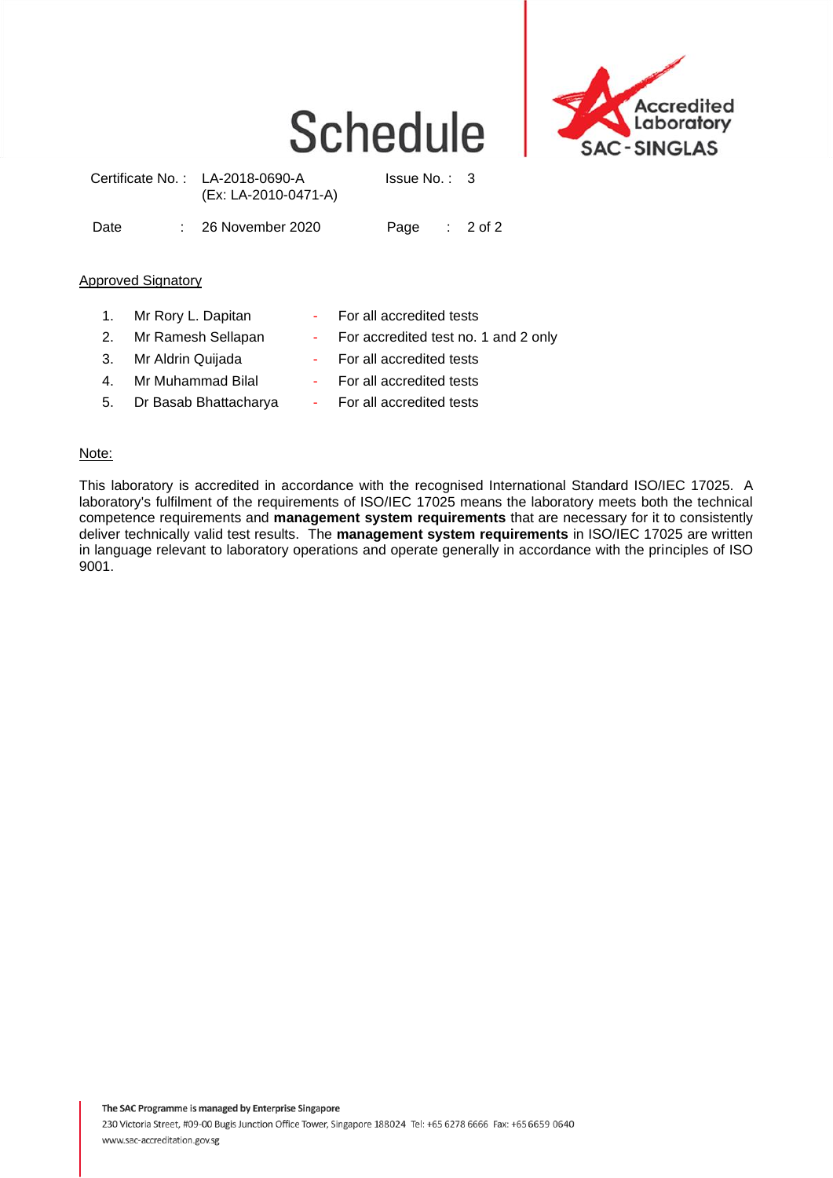# Schedule

Accredited Laboratory
SAC-SINGLAS

| | | | |
|---|---|---|---|
| Certificate No. : | LA-2018-0690-A (Ex: LA-2010-0471-A) | Issue No. : | 3 |
| Date : | 26 November 2020 | Page : | 2 of 2 |

Approved Signatory

1. Mr Rory L. Dapitan - For all accredited tests
2. Mr Ramesh Sellapan - For accredited test no. 1 and 2 only
3. Mr Aldrin Quijada - For all accredited tests
4. Mr Muhammad Bilal - For all accredited tests
5. Dr Basab Bhattacharya - For all accredited tests

Note:

This laboratory is accredited in accordance with the recognised International Standard ISO/IEC 17025. A laboratory's fulfilment of the requirements of ISO/IEC 17025 means the laboratory meets both the technical competence requirements and **management system requirements** that are necessary for it to consistently deliver technically valid test results. The **management system requirements** in ISO/IEC 17025 are written in language relevant to laboratory operations and operate generally in accordance with the principles of ISO 9001.

The SAC Programme is managed by Enterprise Singapore
230 Victoria Street, #09-00 Bugis Junction Office Tower, Singapore 188024 Tel: +65 6278 6666 Fax: +65 6659 0640
www.sac-accreditation.gov.sg